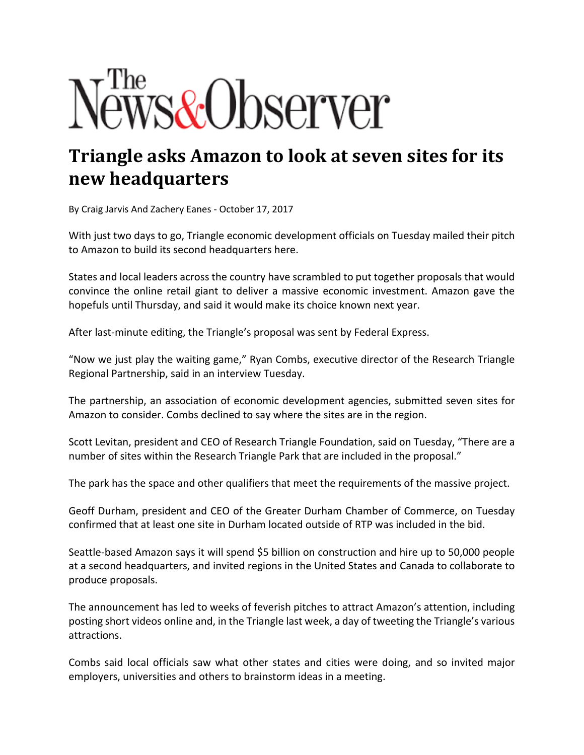# The News&Observer

## Triangle asks Amazon to look at seven sites for its new headquarters

By Craig Jarvis And Zachery Eanes - October 17, 2017

With just two days to go, Triangle economic development officials on Tuesday mailed their pitch to Amazon to build its second headquarters here.

States and local leaders across the country have scrambled to put together proposals that would convince the online retail giant to deliver a massive economic investment. Amazon gave the hopefuls until Thursday, and said it would make its choice known next year.

After last-minute editing, the Triangle's proposal was sent by Federal Express.

"Now we just play the waiting game," Ryan Combs, executive director of the Research Triangle Regional Partnership, said in an interview Tuesday.

The partnership, an association of economic development agencies, submitted seven sites for Amazon to consider. Combs declined to say where the sites are in the region.

Scott Levitan, president and CEO of Research Triangle Foundation, said on Tuesday, "There are a number of sites within the Research Triangle Park that are included in the proposal."

The park has the space and other qualifiers that meet the requirements of the massive project.

Geoff Durham, president and CEO of the Greater Durham Chamber of Commerce, on Tuesday confirmed that at least one site in Durham located outside of RTP was included in the bid.

Seattle-based Amazon says it will spend $5 billion on construction and hire up to 50,000 people at a second headquarters, and invited regions in the United States and Canada to collaborate to produce proposals.

The announcement has led to weeks of feverish pitches to attract Amazon's attention, including posting short videos online and, in the Triangle last week, a day of tweeting the Triangle's various attractions.

Combs said local officials saw what other states and cities were doing, and so invited major employers, universities and others to brainstorm ideas in a meeting.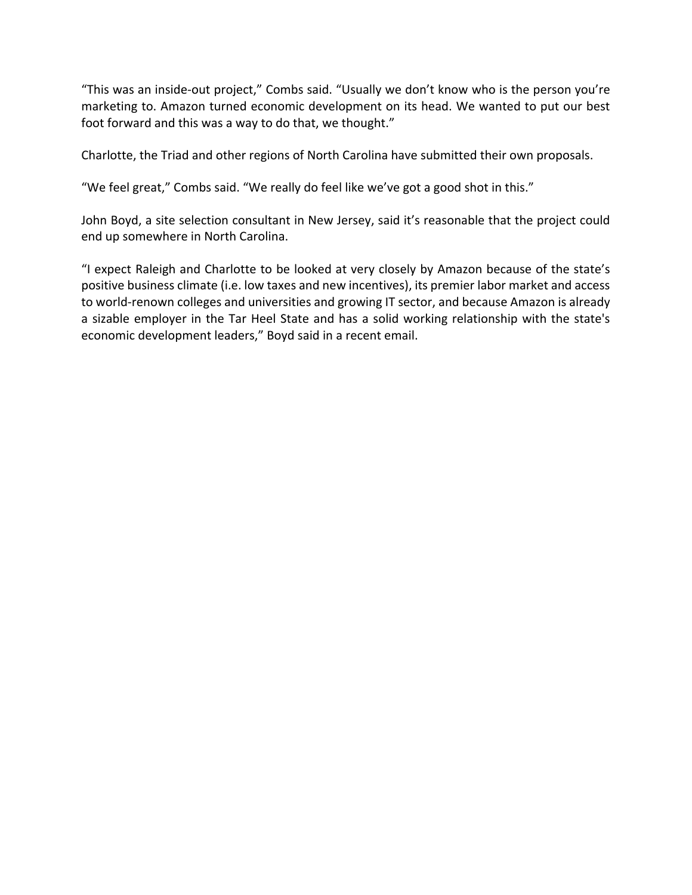"This was an inside-out project," Combs said. "Usually we don't know who is the person you're marketing to. Amazon turned economic development on its head. We wanted to put our best foot forward and this was a way to do that, we thought."

Charlotte, the Triad and other regions of North Carolina have submitted their own proposals.

"We feel great," Combs said. "We really do feel like we've got a good shot in this."

John Boyd, a site selection consultant in New Jersey, said it's reasonable that the project could end up somewhere in North Carolina.

"I expect Raleigh and Charlotte to be looked at very closely by Amazon because of the state's positive business climate (i.e. low taxes and new incentives), its premier labor market and access to world-renown colleges and universities and growing IT sector, and because Amazon is already a sizable employer in the Tar Heel State and has a solid working relationship with the state's economic development leaders," Boyd said in a recent email.